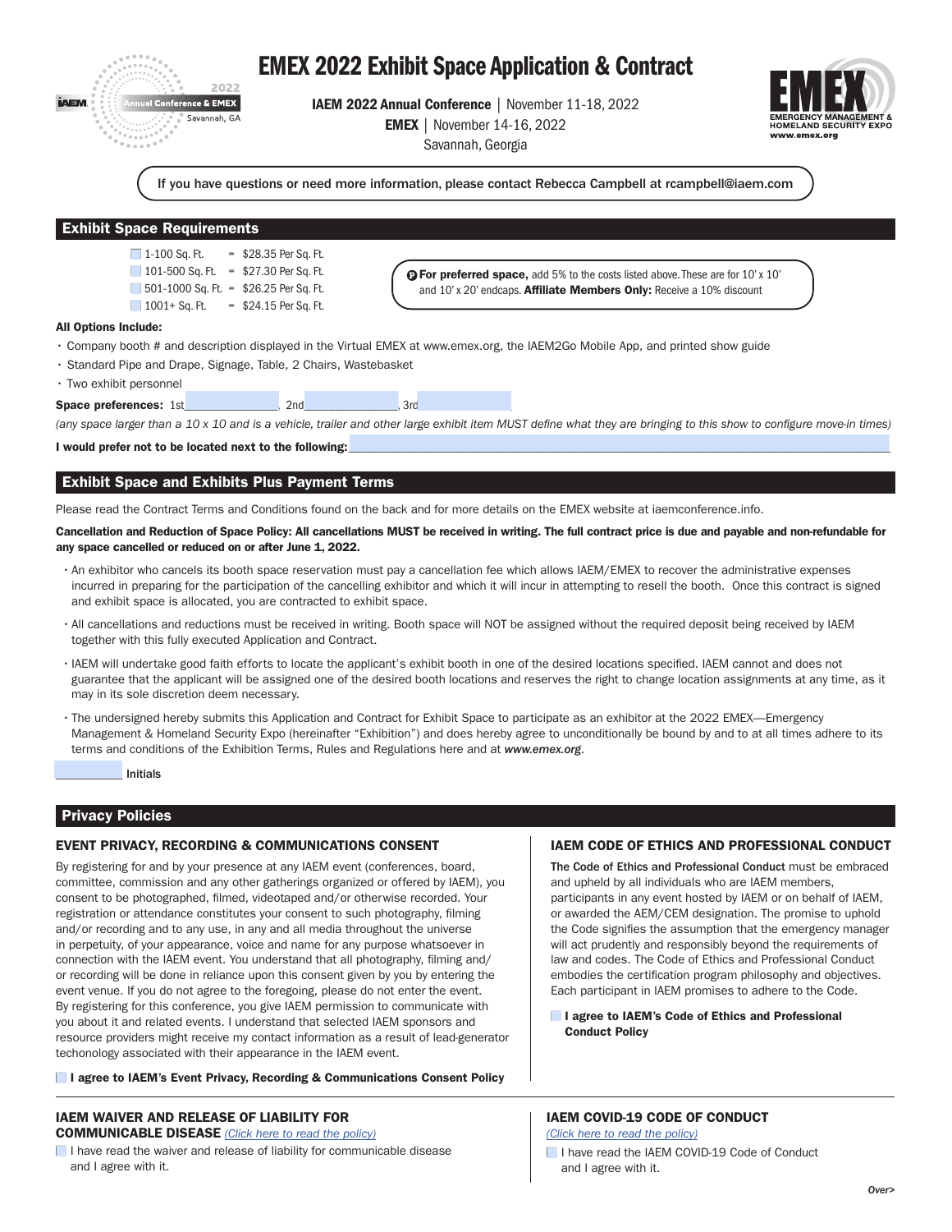# EMEX 2022 Exhibit Space Application & Contract

**IAEM 2022 Annual Conference** | November 11-18, 2022
**EMEX** | November 14-16, 2022
Savannah, Georgia

If you have questions or need more information, please contact Rebecca Campbell at rcampbell@iaem.com

## Exhibit Space Requirements

- ☐ 1-100 Sq. Ft. = $28.35 Per Sq. Ft.
- ☐ 101-500 Sq. Ft. = $27.30 Per Sq. Ft.
- ☐ 501-1000 Sq. Ft. = $26.25 Per Sq. Ft.
- ☐ 1001+ Sq. Ft. = $24.15 Per Sq. Ft.

**For preferred space,** add 5% to the costs listed above. These are for 10' x 10' and 10' x 20' endcaps. **Affiliate Members Only:** Receive a 10% discount

**All Options Include:**

- Company booth # and description displayed in the Virtual EMEX at www.emex.org, the IAEM2Go Mobile App, and printed show guide
- Standard Pipe and Drape, Signage, Table, 2 Chairs, Wastebasket
- Two exhibit personnel

**Space preferences:** 1st______________, 2nd______________, 3rd______________

*(any space larger than a 10 x 10 and is a vehicle, trailer and other large exhibit item MUST define what they are bringing to this show to configure move-in times)*

**I would prefer not to be located next to the following:**______________________________

## Exhibit Space and Exhibits Plus Payment Terms

Please read the Contract Terms and Conditions found on the back and for more details on the EMEX website at iaemconference.info.

**Cancellation and Reduction of Space Policy: All cancellations MUST be received in writing. The full contract price is due and payable and non-refundable for any space cancelled or reduced on or after June 1, 2022.**

- An exhibitor who cancels its booth space reservation must pay a cancellation fee which allows IAEM/EMEX to recover the administrative expenses incurred in preparing for the participation of the cancelling exhibitor and which it will incur in attempting to resell the booth. Once this contract is signed and exhibit space is allocated, you are contracted to exhibit space.
- All cancellations and reductions must be received in writing. Booth space will NOT be assigned without the required deposit being received by IAEM together with this fully executed Application and Contract.
- IAEM will undertake good faith efforts to locate the applicant's exhibit booth in one of the desired locations specified. IAEM cannot and does not guarantee that the applicant will be assigned one of the desired booth locations and reserves the right to change location assignments at any time, as it may in its sole discretion deem necessary.
- The undersigned hereby submits this Application and Contract for Exhibit Space to participate as an exhibitor at the 2022 EMEX—Emergency Management & Homeland Security Expo (hereinafter "Exhibition") and does hereby agree to unconditionally be bound by and to at all times adhere to its terms and conditions of the Exhibition Terms, Rules and Regulations here and at *www.emex.org*.

__________ Initials

## Privacy Policies

### EVENT PRIVACY, RECORDING & COMMUNICATIONS CONSENT

By registering for and by your presence at any IAEM event (conferences, board, committee, commission and any other gatherings organized or offered by IAEM), you consent to be photographed, filmed, videotaped and/or otherwise recorded. Your registration or attendance constitutes your consent to such photography, filming and/or recording and to any use, in any and all media throughout the universe in perpetuity, of your appearance, voice and name for any purpose whatsoever in connection with the IAEM event. You understand that all photography, filming and/or recording will be done in reliance upon this consent given by you by entering the event venue. If you do not agree to the foregoing, please do not enter the event. By registering for this conference, you give IAEM permission to communicate with you about it and related events. I understand that selected IAEM sponsors and resource providers might receive my contact information as a result of lead-generator techonology associated with their appearance in the IAEM event.

☐ **I agree to IAEM's Event Privacy, Recording & Communications Consent Policy**

### IAEM CODE OF ETHICS AND PROFESSIONAL CONDUCT

The Code of Ethics and Professional Conduct must be embraced and upheld by all individuals who are IAEM members, participants in any event hosted by IAEM or on behalf of IAEM, or awarded the AEM/CEM designation. The promise to uphold the Code signifies the assumption that the emergency manager will act prudently and responsibly beyond the requirements of law and codes. The Code of Ethics and Professional Conduct embodies the certification program philosophy and objectives. Each participant in IAEM promises to adhere to the Code.

☐ **I agree to IAEM's Code of Ethics and Professional Conduct Policy**

### IAEM WAIVER AND RELEASE OF LIABILITY FOR COMMUNICABLE DISEASE *(Click here to read the policy)*

☐ I have read the waiver and release of liability for communicable disease and I agree with it.

### IAEM COVID-19 CODE OF CONDUCT

*(Click here to read the policy)*

☐ I have read the IAEM COVID-19 Code of Conduct and I agree with it.

Over>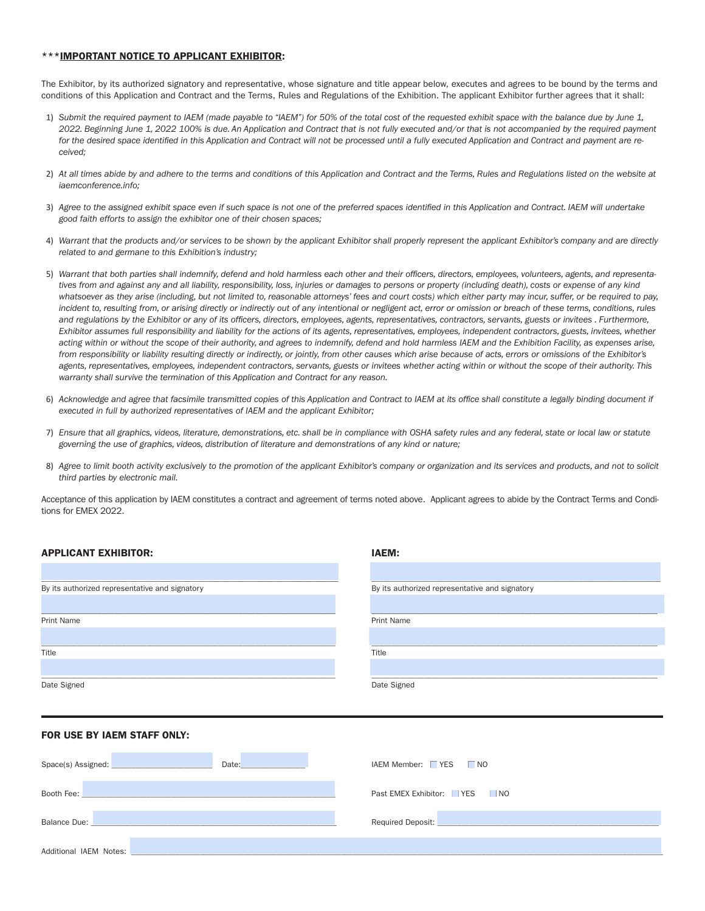***<u>**IMPORTANT NOTICE TO APPLICANT EXHIBITOR**</u>**:**

The Exhibitor, by its authorized signatory and representative, whose signature and title appear below, executes and agrees to be bound by the terms and conditions of this Application and Contract and the Terms, Rules and Regulations of the Exhibition. The applicant Exhibitor further agrees that it shall:

1) *Submit the required payment to IAEM (made payable to "IAEM") for 50% of the total cost of the requested exhibit space with the balance due by June 1, 2022. Beginning June 1, 2022 100% is due. An Application and Contract that is not fully executed and/or that is not accompanied by the required payment for the desired space identified in this Application and Contract will not be processed until a fully executed Application and Contract and payment are received;*

2) *At all times abide by and adhere to the terms and conditions of this Application and Contract and the Terms, Rules and Regulations listed on the website at iaemconference.info;*

3) *Agree to the assigned exhibit space even if such space is not one of the preferred spaces identified in this Application and Contract. IAEM will undertake good faith efforts to assign the exhibitor one of their chosen spaces;*

4) *Warrant that the products and/or services to be shown by the applicant Exhibitor shall properly represent the applicant Exhibitor's company and are directly related to and germane to this Exhibition's industry;*

5) *Warrant that both parties shall indemnify, defend and hold harmless each other and their officers, directors, employees, volunteers, agents, and representatives from and against any and all liability, responsibility, loss, injuries or damages to persons or property (including death), costs or expense of any kind whatsoever as they arise (including, but not limited to, reasonable attorneys' fees and court costs) which either party may incur, suffer, or be required to pay, incident to, resulting from, or arising directly or indirectly out of any intentional or negligent act, error or omission or breach of these terms, conditions, rules and regulations by the Exhibitor or any of its officers, directors, employees, agents, representatives, contractors, servants, guests or invitees . Furthermore, Exhibitor assumes full responsibility and liability for the actions of its agents, representatives, employees, independent contractors, guests, invitees, whether acting within or without the scope of their authority, and agrees to indemnify, defend and hold harmless IAEM and the Exhibition Facility, as expenses arise, from responsibility or liability resulting directly or indirectly, or jointly, from other causes which arise because of acts, errors or omissions of the Exhibitor's agents, representatives, employees, independent contractors, servants, guests or invitees whether acting within or without the scope of their authority. This warranty shall survive the termination of this Application and Contract for any reason.*

6) *Acknowledge and agree that facsimile transmitted copies of this Application and Contract to IAEM at its office shall constitute a legally binding document if executed in full by authorized representatives of IAEM and the applicant Exhibitor;*

7) *Ensure that all graphics, videos, literature, demonstrations, etc. shall be in compliance with OSHA safety rules and any federal, state or local law or statute governing the use of graphics, videos, distribution of literature and demonstrations of any kind or nature;*

8) *Agree to limit booth activity exclusively to the promotion of the applicant Exhibitor's company or organization and its services and products, and not to solicit third parties by electronic mail.*

Acceptance of this application by IAEM constitutes a contract and agreement of terms noted above. Applicant agrees to abide by the Contract Terms and Conditions for EMEX 2022.

**APPLICANT EXHIBITOR:**

______________________________
By its authorized representative and signatory

______________________________
Print Name

______________________________
Title

______________________________
Date Signed

**IAEM:**

______________________________
By its authorized representative and signatory

______________________________
Print Name

______________________________
Title

______________________________
Date Signed

---

**FOR USE BY IAEM STAFF ONLY:**

Space(s) Assigned: ______________________ Date: ______________

Booth Fee: ______________________________

Balance Due: ______________________________

IAEM Member: ☐ YES ☐ NO

Past EMEX Exhibitor: ☐ YES ☐ NO

Required Deposit: ______________________________

Additional IAEM Notes: ______________________________